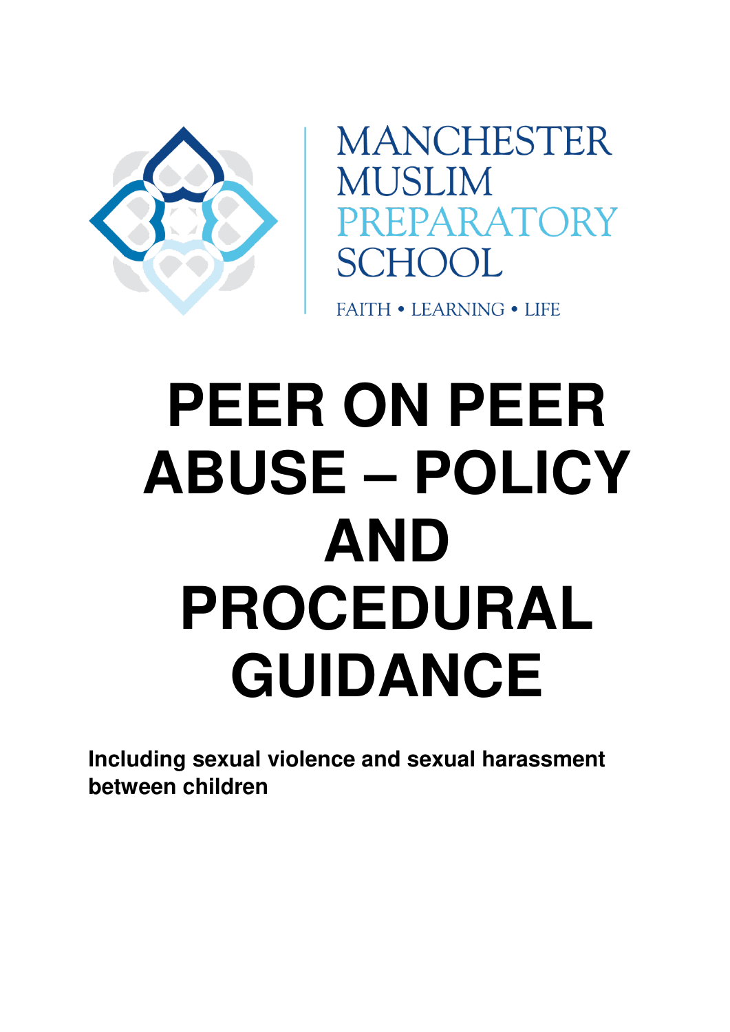MANCHESTER
MUSLIM
PREPARATORY
SCHOOL

FAITH • LEARNING • LIFE

# PEER ON PEER ABUSE – POLICY AND PROCEDURAL GUIDANCE

**Including sexual violence and sexual harassment between children**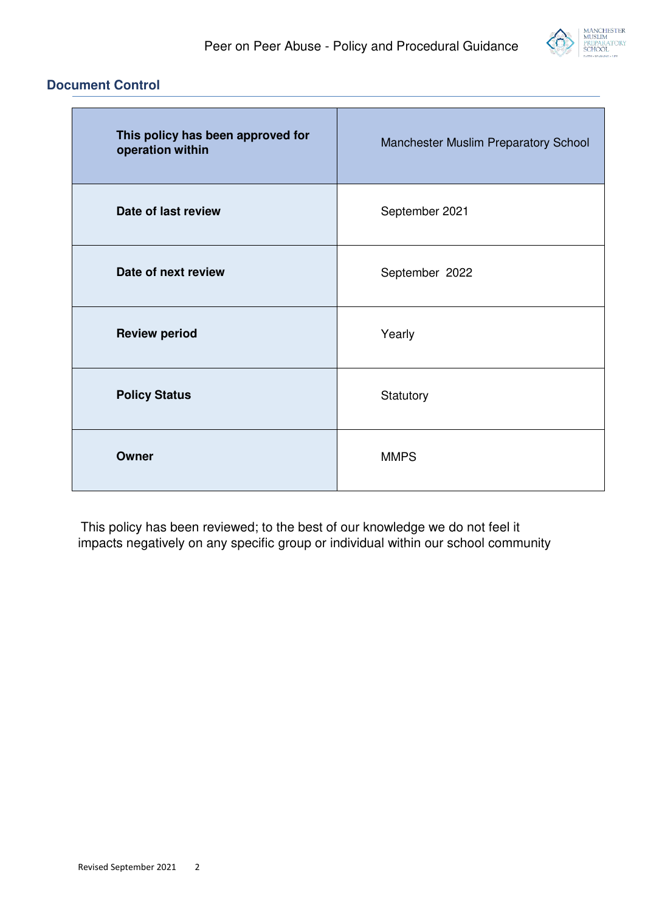## Document Control

| This policy has been approved for operation within | Manchester Muslim Preparatory School |
|---|---|
| **Date of last review** | September 2021 |
| **Date of next review** | September 2022 |
| **Review period** | Yearly |
| **Policy Status** | Statutory |
| **Owner** | MMPS |

This policy has been reviewed; to the best of our knowledge we do not feel it impacts negatively on any specific group or individual within our school community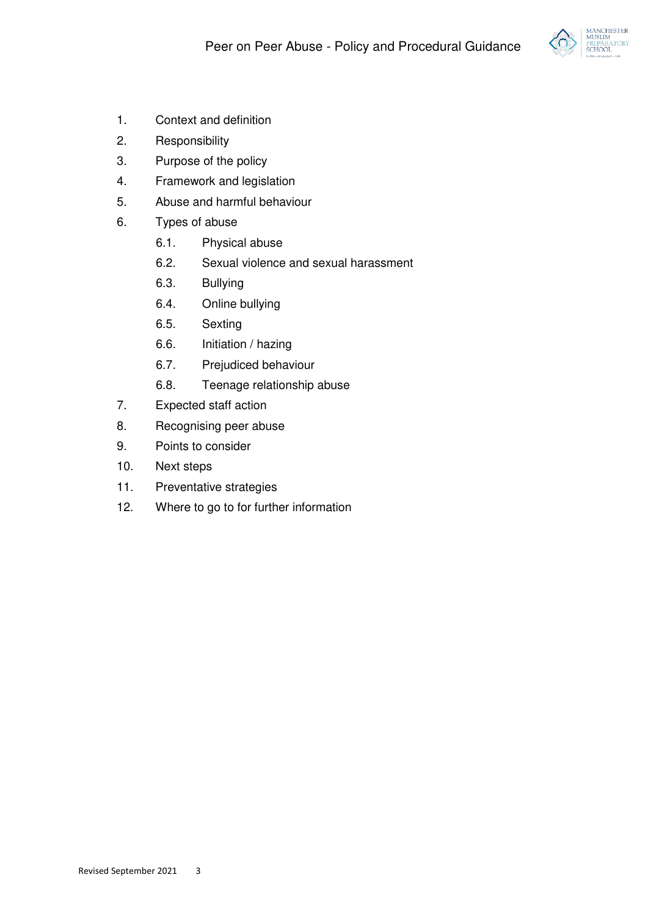1. Context and definition
2. Responsibility
3. Purpose of the policy
4. Framework and legislation
5. Abuse and harmful behaviour
6. Types of abuse
    - 6.1. Physical abuse
    - 6.2. Sexual violence and sexual harassment
    - 6.3. Bullying
    - 6.4. Online bullying
    - 6.5. Sexting
    - 6.6. Initiation / hazing
    - 6.7. Prejudiced behaviour
    - 6.8. Teenage relationship abuse
7. Expected staff action
8. Recognising peer abuse
9. Points to consider
10. Next steps
11. Preventative strategies
12. Where to go to for further information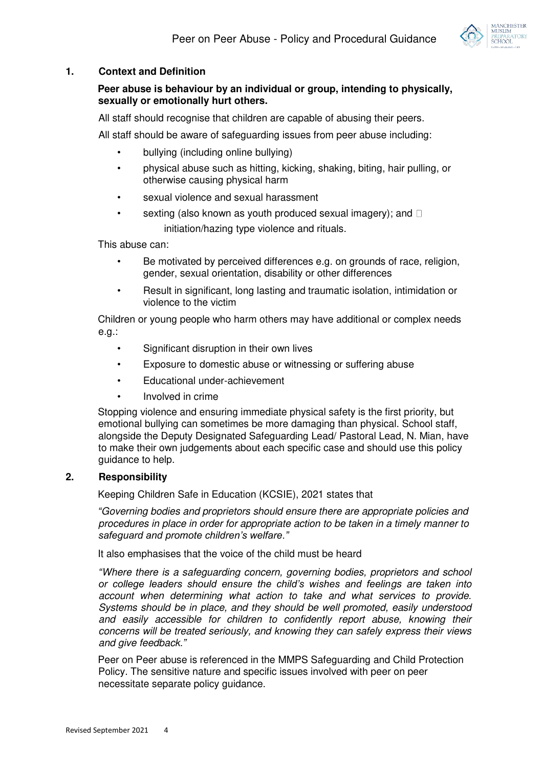## 1. Context and Definition

**Peer abuse is behaviour by an individual or group, intending to physically, sexually or emotionally hurt others.**

All staff should recognise that children are capable of abusing their peers.

All staff should be aware of safeguarding issues from peer abuse including:

- bullying (including online bullying)
- physical abuse such as hitting, kicking, shaking, biting, hair pulling, or otherwise causing physical harm
- sexual violence and sexual harassment
- sexting (also known as youth produced sexual imagery); and
- initiation/hazing type violence and rituals.

This abuse can:

- Be motivated by perceived differences e.g. on grounds of race, religion, gender, sexual orientation, disability or other differences
- Result in significant, long lasting and traumatic isolation, intimidation or violence to the victim

Children or young people who harm others may have additional or complex needs e.g.:

- Significant disruption in their own lives
- Exposure to domestic abuse or witnessing or suffering abuse
- Educational under-achievement
- Involved in crime

Stopping violence and ensuring immediate physical safety is the first priority, but emotional bullying can sometimes be more damaging than physical. School staff, alongside the Deputy Designated Safeguarding Lead/ Pastoral Lead, N. Mian, have to make their own judgements about each specific case and should use this policy guidance to help.

## 2. Responsibility

Keeping Children Safe in Education (KCSIE), 2021 states that

*"Governing bodies and proprietors should ensure there are appropriate policies and procedures in place in order for appropriate action to be taken in a timely manner to safeguard and promote children's welfare."*

It also emphasises that the voice of the child must be heard

*"Where there is a safeguarding concern, governing bodies, proprietors and school or college leaders should ensure the child's wishes and feelings are taken into account when determining what action to take and what services to provide. Systems should be in place, and they should be well promoted, easily understood and easily accessible for children to confidently report abuse, knowing their concerns will be treated seriously, and knowing they can safely express their views and give feedback."*

Peer on Peer abuse is referenced in the MMPS Safeguarding and Child Protection Policy. The sensitive nature and specific issues involved with peer on peer necessitate separate policy guidance.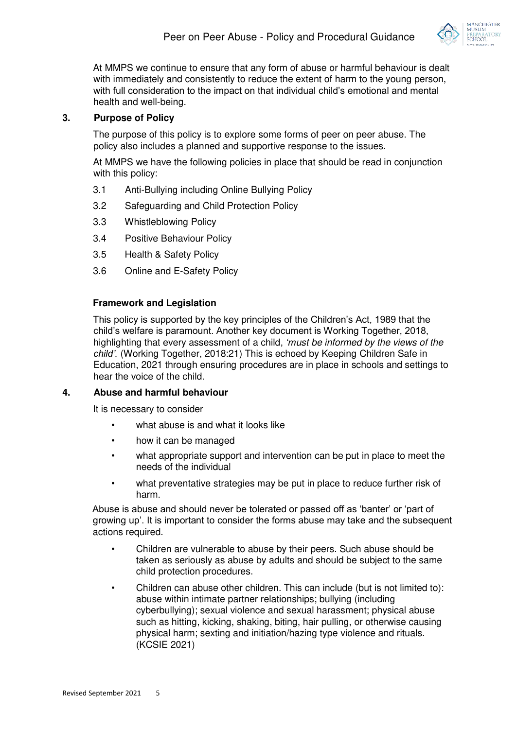At MMPS we continue to ensure that any form of abuse or harmful behaviour is dealt with immediately and consistently to reduce the extent of harm to the young person, with full consideration to the impact on that individual child's emotional and mental health and well-being.

## 3. Purpose of Policy

The purpose of this policy is to explore some forms of peer on peer abuse. The policy also includes a planned and supportive response to the issues.

At MMPS we have the following policies in place that should be read in conjunction with this policy:

3.1 Anti-Bullying including Online Bullying Policy

3.2 Safeguarding and Child Protection Policy

3.3 Whistleblowing Policy

3.4 Positive Behaviour Policy

3.5 Health & Safety Policy

3.6 Online and E-Safety Policy

### Framework and Legislation

This policy is supported by the key principles of the Children's Act, 1989 that the child's welfare is paramount. Another key document is Working Together, 2018, highlighting that every assessment of a child, *'must be informed by the views of the child'.* (Working Together, 2018:21) This is echoed by Keeping Children Safe in Education, 2021 through ensuring procedures are in place in schools and settings to hear the voice of the child.

## 4. Abuse and harmful behaviour

It is necessary to consider

- what abuse is and what it looks like
- how it can be managed
- what appropriate support and intervention can be put in place to meet the needs of the individual
- what preventative strategies may be put in place to reduce further risk of harm.

Abuse is abuse and should never be tolerated or passed off as 'banter' or 'part of growing up'. It is important to consider the forms abuse may take and the subsequent actions required.

- Children are vulnerable to abuse by their peers. Such abuse should be taken as seriously as abuse by adults and should be subject to the same child protection procedures.
- Children can abuse other children. This can include (but is not limited to): abuse within intimate partner relationships; bullying (including cyberbullying); sexual violence and sexual harassment; physical abuse such as hitting, kicking, shaking, biting, hair pulling, or otherwise causing physical harm; sexting and initiation/hazing type violence and rituals. (KCSIE 2021)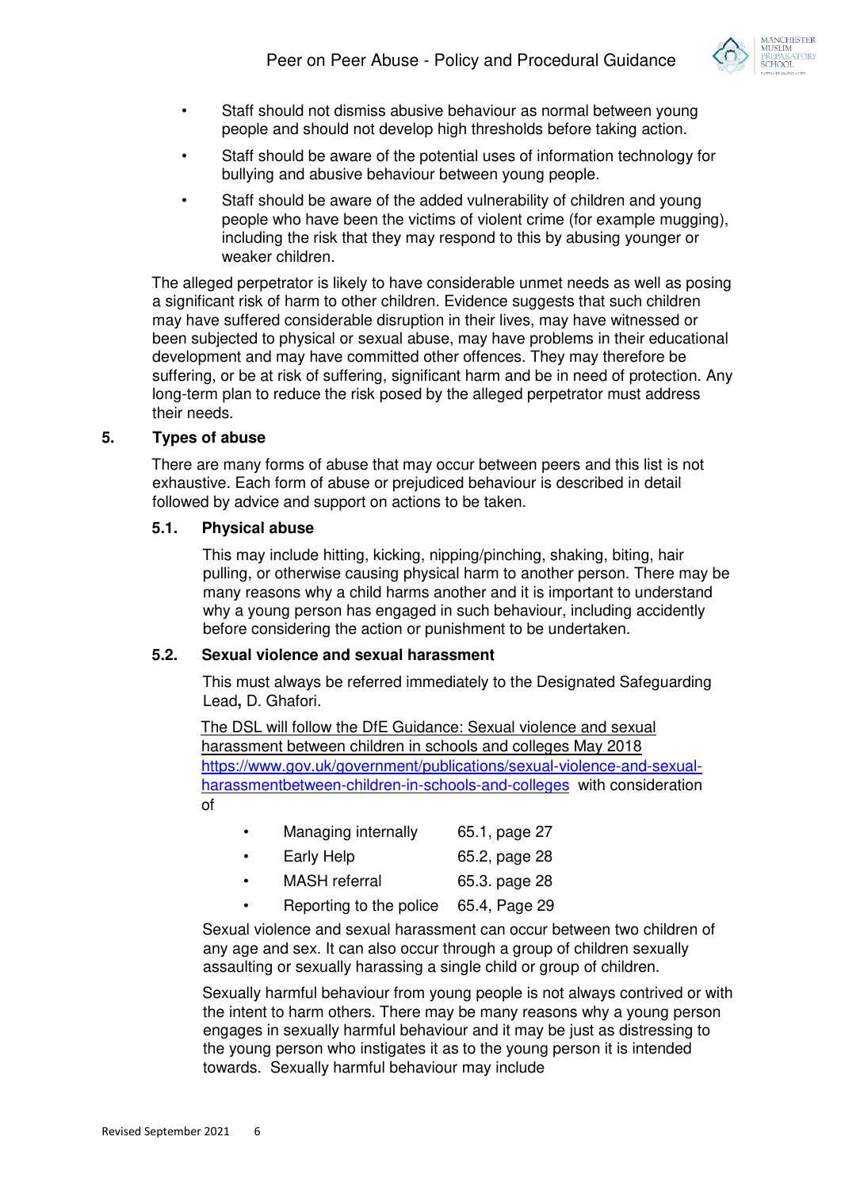- Staff should not dismiss abusive behaviour as normal between young people and should not develop high thresholds before taking action.
- Staff should be aware of the potential uses of information technology for bullying and abusive behaviour between young people.
- Staff should be aware of the added vulnerability of children and young people who have been the victims of violent crime (for example mugging), including the risk that they may respond to this by abusing younger or weaker children.

The alleged perpetrator is likely to have considerable unmet needs as well as posing a significant risk of harm to other children. Evidence suggests that such children may have suffered considerable disruption in their lives, may have witnessed or been subjected to physical or sexual abuse, may have problems in their educational development and may have committed other offences. They may therefore be suffering, or be at risk of suffering, significant harm and be in need of protection. Any long-term plan to reduce the risk posed by the alleged perpetrator must address their needs.

## 5. Types of abuse

There are many forms of abuse that may occur between peers and this list is not exhaustive. Each form of abuse or prejudiced behaviour is described in detail followed by advice and support on actions to be taken.

### 5.1. Physical abuse

This may include hitting, kicking, nipping/pinching, shaking, biting, hair pulling, or otherwise causing physical harm to another person. There may be many reasons why a child harms another and it is important to understand why a young person has engaged in such behaviour, including accidently before considering the action or punishment to be undertaken.

### 5.2. Sexual violence and sexual harassment

This must always be referred immediately to the Designated Safeguarding Lead**,** D. Ghafori.

The DSL will follow the DfE Guidance: Sexual violence and sexual harassment between children in schools and colleges May 2018 https://www.gov.uk/government/publications/sexual-violence-and-sexual-harassmentbetween-children-in-schools-and-colleges with consideration of

- Managing internally 65.1, page 27
- Early Help 65.2, page 28
- MASH referral 65.3. page 28
- Reporting to the police 65.4, Page 29

Sexual violence and sexual harassment can occur between two children of any age and sex. It can also occur through a group of children sexually assaulting or sexually harassing a single child or group of children.

Sexually harmful behaviour from young people is not always contrived or with the intent to harm others. There may be many reasons why a young person engages in sexually harmful behaviour and it may be just as distressing to the young person who instigates it as to the young person it is intended towards. Sexually harmful behaviour may include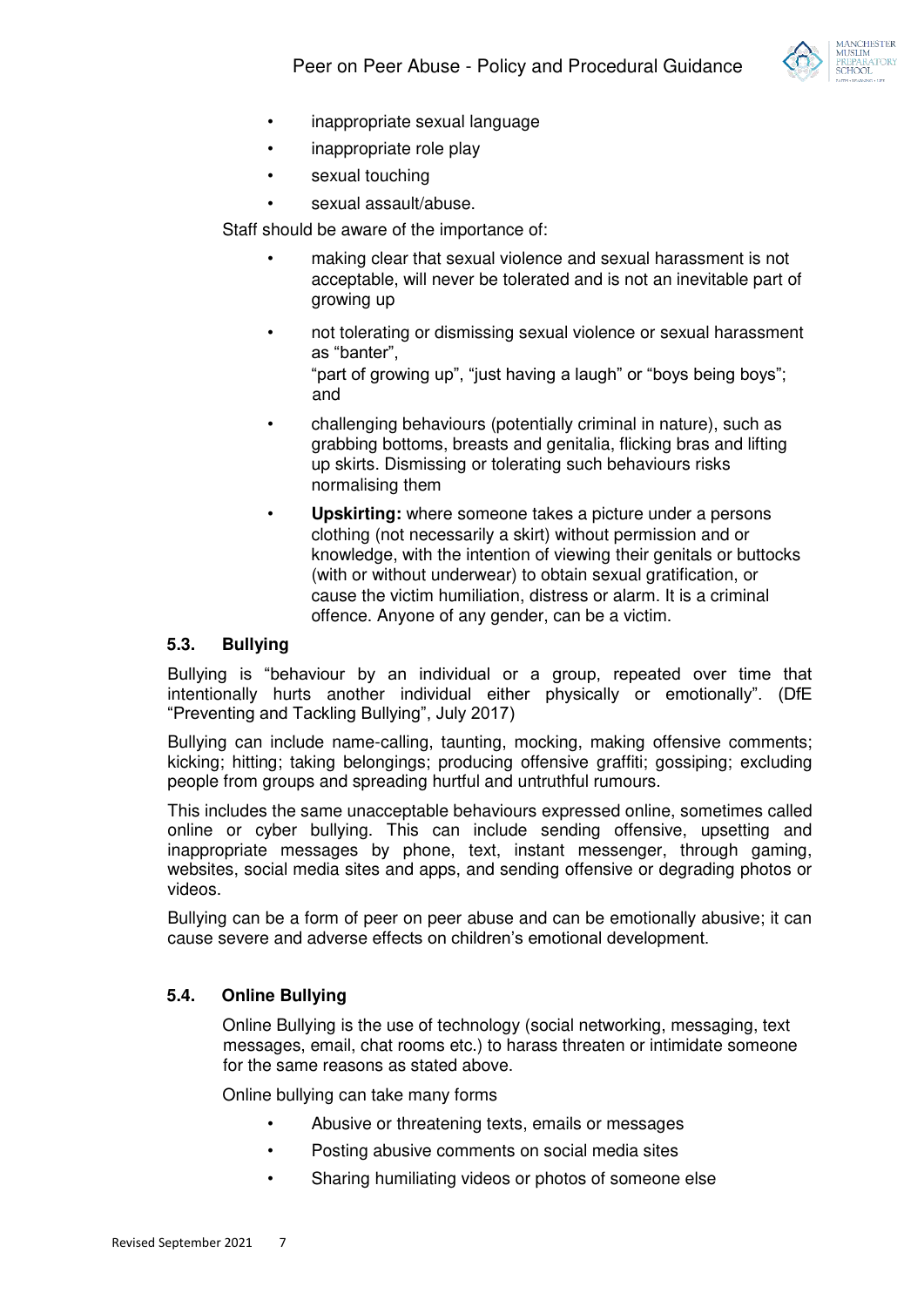- inappropriate sexual language
- inappropriate role play
- sexual touching
- sexual assault/abuse.

Staff should be aware of the importance of:

- making clear that sexual violence and sexual harassment is not acceptable, will never be tolerated and is not an inevitable part of growing up
- not tolerating or dismissing sexual violence or sexual harassment as "banter", "part of growing up", "just having a laugh" or "boys being boys"; and
- challenging behaviours (potentially criminal in nature), such as grabbing bottoms, breasts and genitalia, flicking bras and lifting up skirts. Dismissing or tolerating such behaviours risks normalising them
- **Upskirting:** where someone takes a picture under a persons clothing (not necessarily a skirt) without permission and or knowledge, with the intention of viewing their genitals or buttocks (with or without underwear) to obtain sexual gratification, or cause the victim humiliation, distress or alarm. It is a criminal offence. Anyone of any gender, can be a victim.

### 5.3. Bullying

Bullying is "behaviour by an individual or a group, repeated over time that intentionally hurts another individual either physically or emotionally". (DfE "Preventing and Tackling Bullying", July 2017)

Bullying can include name-calling, taunting, mocking, making offensive comments; kicking; hitting; taking belongings; producing offensive graffiti; gossiping; excluding people from groups and spreading hurtful and untruthful rumours.

This includes the same unacceptable behaviours expressed online, sometimes called online or cyber bullying. This can include sending offensive, upsetting and inappropriate messages by phone, text, instant messenger, through gaming, websites, social media sites and apps, and sending offensive or degrading photos or videos.

Bullying can be a form of peer on peer abuse and can be emotionally abusive; it can cause severe and adverse effects on children's emotional development.

### 5.4. Online Bullying

Online Bullying is the use of technology (social networking, messaging, text messages, email, chat rooms etc.) to harass threaten or intimidate someone for the same reasons as stated above.

Online bullying can take many forms

- Abusive or threatening texts, emails or messages
- Posting abusive comments on social media sites
- Sharing humiliating videos or photos of someone else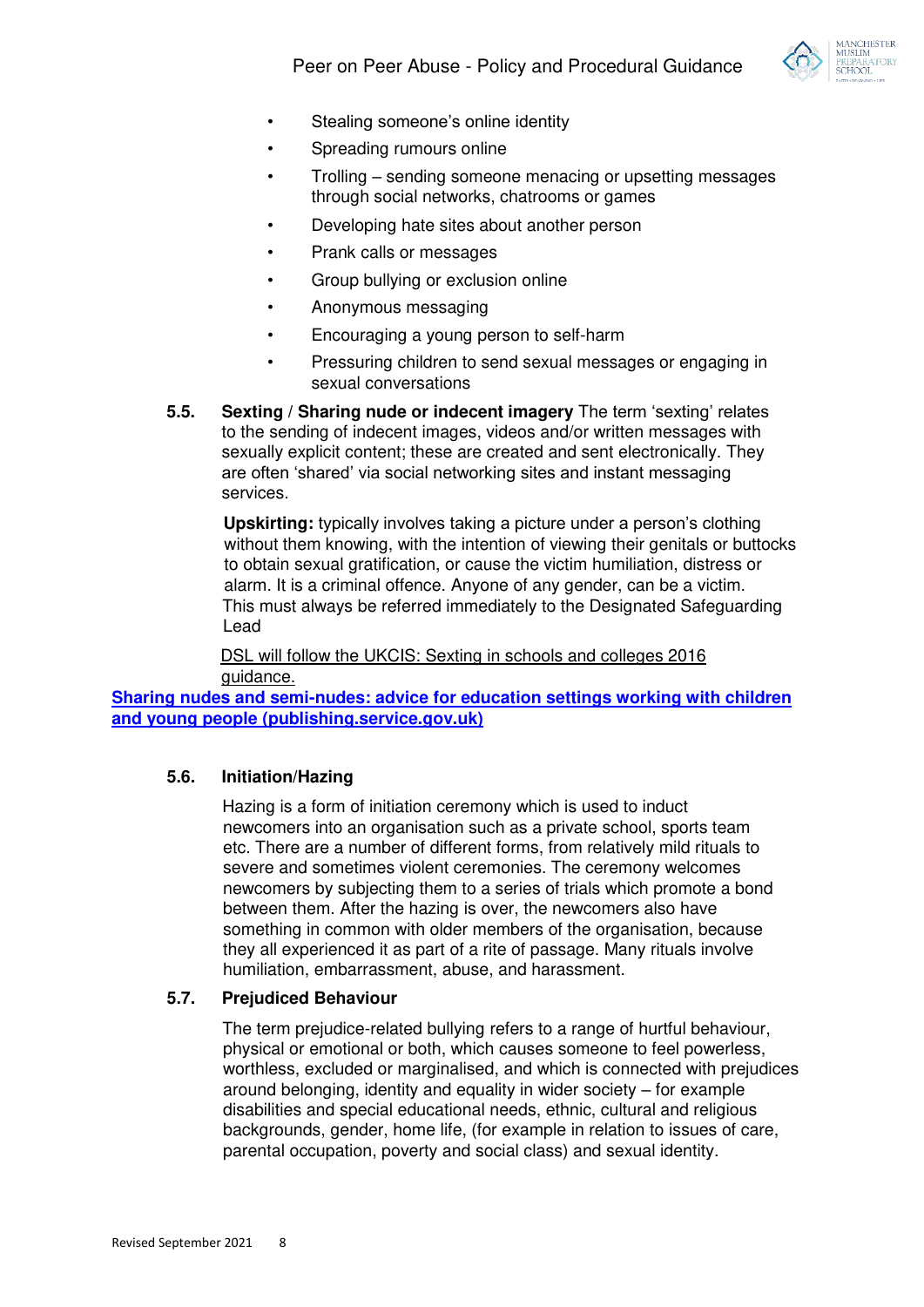- Stealing someone's online identity
- Spreading rumours online
- Trolling – sending someone menacing or upsetting messages through social networks, chatrooms or games
- Developing hate sites about another person
- Prank calls or messages
- Group bullying or exclusion online
- Anonymous messaging
- Encouraging a young person to self-harm
- Pressuring children to send sexual messages or engaging in sexual conversations

**5.5. Sexting / Sharing nude or indecent imagery** The term 'sexting' relates to the sending of indecent images, videos and/or written messages with sexually explicit content; these are created and sent electronically. They are often 'shared' via social networking sites and instant messaging services.

**Upskirting:** typically involves taking a picture under a person's clothing without them knowing, with the intention of viewing their genitals or buttocks to obtain sexual gratification, or cause the victim humiliation, distress or alarm. It is a criminal offence. Anyone of any gender, can be a victim. This must always be referred immediately to the Designated Safeguarding Lead

DSL will follow the UKCIS: Sexting in schools and colleges 2016 guidance.

**Sharing nudes and semi-nudes: advice for education settings working with children and young people (publishing.service.gov.uk)**

### 5.6. Initiation/Hazing

Hazing is a form of initiation ceremony which is used to induct newcomers into an organisation such as a private school, sports team etc. There are a number of different forms, from relatively mild rituals to severe and sometimes violent ceremonies. The ceremony welcomes newcomers by subjecting them to a series of trials which promote a bond between them. After the hazing is over, the newcomers also have something in common with older members of the organisation, because they all experienced it as part of a rite of passage. Many rituals involve humiliation, embarrassment, abuse, and harassment.

### 5.7. Prejudiced Behaviour

The term prejudice-related bullying refers to a range of hurtful behaviour, physical or emotional or both, which causes someone to feel powerless, worthless, excluded or marginalised, and which is connected with prejudices around belonging, identity and equality in wider society – for example disabilities and special educational needs, ethnic, cultural and religious backgrounds, gender, home life, (for example in relation to issues of care, parental occupation, poverty and social class) and sexual identity.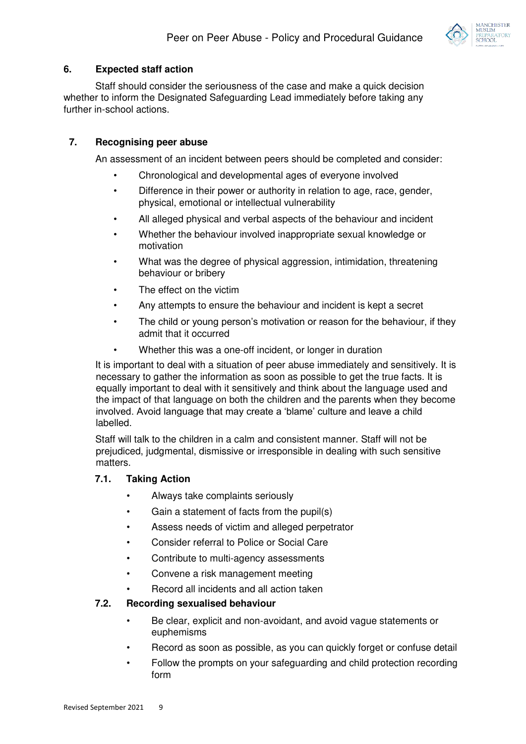## 6. Expected staff action

Staff should consider the seriousness of the case and make a quick decision whether to inform the Designated Safeguarding Lead immediately before taking any further in-school actions.

## 7. Recognising peer abuse

An assessment of an incident between peers should be completed and consider:

- Chronological and developmental ages of everyone involved
- Difference in their power or authority in relation to age, race, gender, physical, emotional or intellectual vulnerability
- All alleged physical and verbal aspects of the behaviour and incident
- Whether the behaviour involved inappropriate sexual knowledge or motivation
- What was the degree of physical aggression, intimidation, threatening behaviour or bribery
- The effect on the victim
- Any attempts to ensure the behaviour and incident is kept a secret
- The child or young person's motivation or reason for the behaviour, if they admit that it occurred
- Whether this was a one-off incident, or longer in duration

It is important to deal with a situation of peer abuse immediately and sensitively. It is necessary to gather the information as soon as possible to get the true facts. It is equally important to deal with it sensitively and think about the language used and the impact of that language on both the children and the parents when they become involved. Avoid language that may create a 'blame' culture and leave a child labelled.

Staff will talk to the children in a calm and consistent manner. Staff will not be prejudiced, judgmental, dismissive or irresponsible in dealing with such sensitive matters.

### 7.1. Taking Action

- Always take complaints seriously
- Gain a statement of facts from the pupil(s)
- Assess needs of victim and alleged perpetrator
- Consider referral to Police or Social Care
- Contribute to multi-agency assessments
- Convene a risk management meeting
- Record all incidents and all action taken

### 7.2. Recording sexualised behaviour

- Be clear, explicit and non-avoidant, and avoid vague statements or euphemisms
- Record as soon as possible, as you can quickly forget or confuse detail
- Follow the prompts on your safeguarding and child protection recording form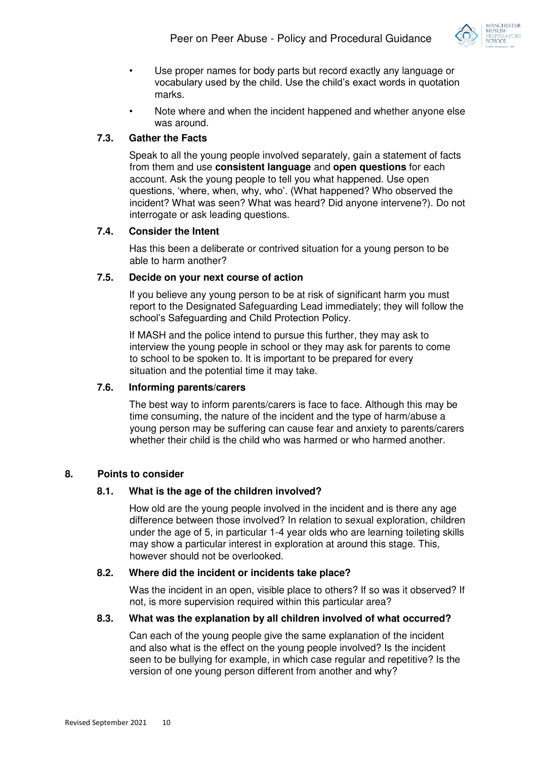- Use proper names for body parts but record exactly any language or vocabulary used by the child. Use the child's exact words in quotation marks.
- Note where and when the incident happened and whether anyone else was around.

### 7.3. Gather the Facts

Speak to all the young people involved separately, gain a statement of facts from them and use **consistent language** and **open questions** for each account. Ask the young people to tell you what happened. Use open questions, 'where, when, why, who'. (What happened? Who observed the incident? What was seen? What was heard? Did anyone intervene?). Do not interrogate or ask leading questions.

### 7.4. Consider the Intent

Has this been a deliberate or contrived situation for a young person to be able to harm another?

### 7.5. Decide on your next course of action

If you believe any young person to be at risk of significant harm you must report to the Designated Safeguarding Lead immediately; they will follow the school's Safeguarding and Child Protection Policy.

If MASH and the police intend to pursue this further, they may ask to interview the young people in school or they may ask for parents to come to school to be spoken to. It is important to be prepared for every situation and the potential time it may take.

### 7.6. Informing parents/carers

The best way to inform parents/carers is face to face. Although this may be time consuming, the nature of the incident and the type of harm/abuse a young person may be suffering can cause fear and anxiety to parents/carers whether their child is the child who was harmed or who harmed another.

## 8. Points to consider

### 8.1. What is the age of the children involved?

How old are the young people involved in the incident and is there any age difference between those involved? In relation to sexual exploration, children under the age of 5, in particular 1-4 year olds who are learning toileting skills may show a particular interest in exploration at around this stage. This, however should not be overlooked.

### 8.2. Where did the incident or incidents take place?

Was the incident in an open, visible place to others? If so was it observed? If not, is more supervision required within this particular area?

### 8.3. What was the explanation by all children involved of what occurred?

Can each of the young people give the same explanation of the incident and also what is the effect on the young people involved? Is the incident seen to be bullying for example, in which case regular and repetitive? Is the version of one young person different from another and why?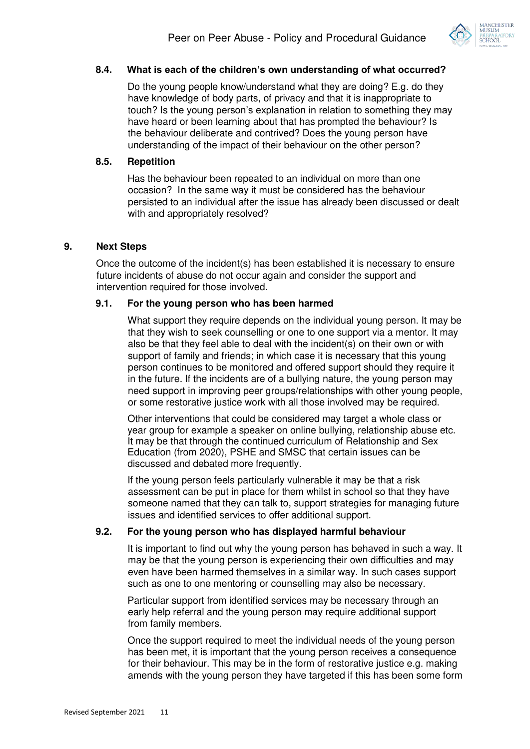### 8.4. What is each of the children's own understanding of what occurred?

Do the young people know/understand what they are doing? E.g. do they have knowledge of body parts, of privacy and that it is inappropriate to touch? Is the young person's explanation in relation to something they may have heard or been learning about that has prompted the behaviour? Is the behaviour deliberate and contrived? Does the young person have understanding of the impact of their behaviour on the other person?

### 8.5. Repetition

Has the behaviour been repeated to an individual on more than one occasion? In the same way it must be considered has the behaviour persisted to an individual after the issue has already been discussed or dealt with and appropriately resolved?

## 9. Next Steps

Once the outcome of the incident(s) has been established it is necessary to ensure future incidents of abuse do not occur again and consider the support and intervention required for those involved.

### 9.1. For the young person who has been harmed

What support they require depends on the individual young person. It may be that they wish to seek counselling or one to one support via a mentor. It may also be that they feel able to deal with the incident(s) on their own or with support of family and friends; in which case it is necessary that this young person continues to be monitored and offered support should they require it in the future. If the incidents are of a bullying nature, the young person may need support in improving peer groups/relationships with other young people, or some restorative justice work with all those involved may be required.

Other interventions that could be considered may target a whole class or year group for example a speaker on online bullying, relationship abuse etc. It may be that through the continued curriculum of Relationship and Sex Education (from 2020), PSHE and SMSC that certain issues can be discussed and debated more frequently.

If the young person feels particularly vulnerable it may be that a risk assessment can be put in place for them whilst in school so that they have someone named that they can talk to, support strategies for managing future issues and identified services to offer additional support.

### 9.2. For the young person who has displayed harmful behaviour

It is important to find out why the young person has behaved in such a way. It may be that the young person is experiencing their own difficulties and may even have been harmed themselves in a similar way. In such cases support such as one to one mentoring or counselling may also be necessary.

Particular support from identified services may be necessary through an early help referral and the young person may require additional support from family members.

Once the support required to meet the individual needs of the young person has been met, it is important that the young person receives a consequence for their behaviour. This may be in the form of restorative justice e.g. making amends with the young person they have targeted if this has been some form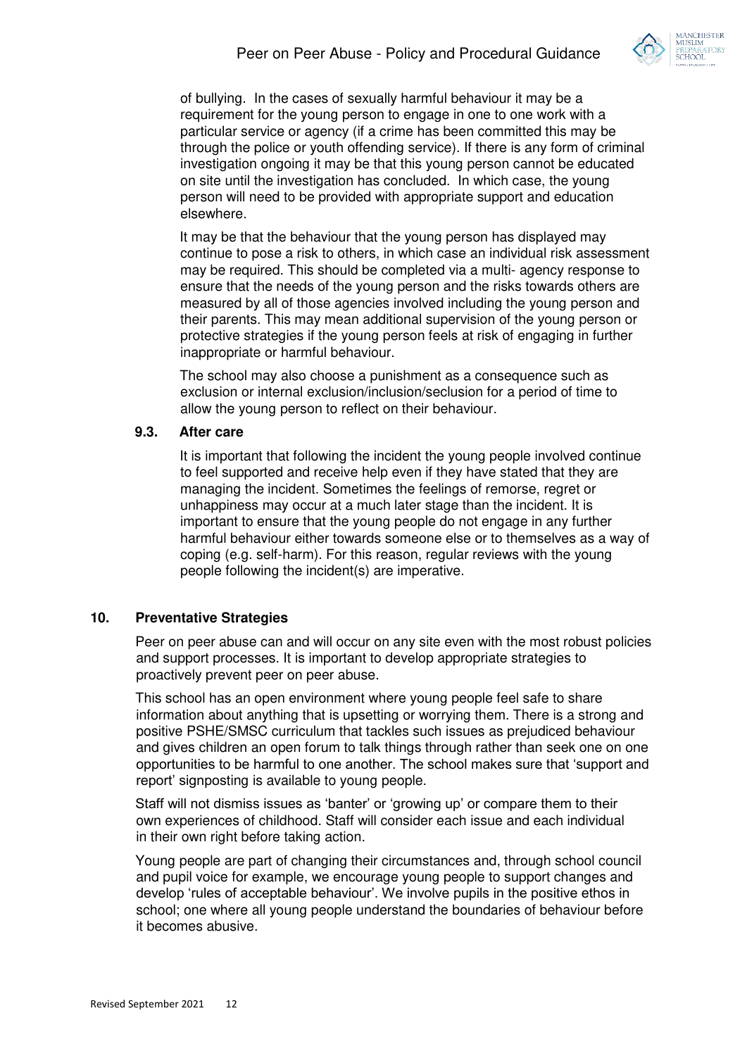of bullying. In the cases of sexually harmful behaviour it may be a requirement for the young person to engage in one to one work with a particular service or agency (if a crime has been committed this may be through the police or youth offending service). If there is any form of criminal investigation ongoing it may be that this young person cannot be educated on site until the investigation has concluded. In which case, the young person will need to be provided with appropriate support and education elsewhere.

It may be that the behaviour that the young person has displayed may continue to pose a risk to others, in which case an individual risk assessment may be required. This should be completed via a multi- agency response to ensure that the needs of the young person and the risks towards others are measured by all of those agencies involved including the young person and their parents. This may mean additional supervision of the young person or protective strategies if the young person feels at risk of engaging in further inappropriate or harmful behaviour.

The school may also choose a punishment as a consequence such as exclusion or internal exclusion/inclusion/seclusion for a period of time to allow the young person to reflect on their behaviour.

### 9.3. After care

It is important that following the incident the young people involved continue to feel supported and receive help even if they have stated that they are managing the incident. Sometimes the feelings of remorse, regret or unhappiness may occur at a much later stage than the incident. It is important to ensure that the young people do not engage in any further harmful behaviour either towards someone else or to themselves as a way of coping (e.g. self-harm). For this reason, regular reviews with the young people following the incident(s) are imperative.

## 10. Preventative Strategies

Peer on peer abuse can and will occur on any site even with the most robust policies and support processes. It is important to develop appropriate strategies to proactively prevent peer on peer abuse.

This school has an open environment where young people feel safe to share information about anything that is upsetting or worrying them. There is a strong and positive PSHE/SMSC curriculum that tackles such issues as prejudiced behaviour and gives children an open forum to talk things through rather than seek one on one opportunities to be harmful to one another. The school makes sure that 'support and report' signposting is available to young people.

Staff will not dismiss issues as 'banter' or 'growing up' or compare them to their own experiences of childhood. Staff will consider each issue and each individual in their own right before taking action.

Young people are part of changing their circumstances and, through school council and pupil voice for example, we encourage young people to support changes and develop 'rules of acceptable behaviour'. We involve pupils in the positive ethos in school; one where all young people understand the boundaries of behaviour before it becomes abusive.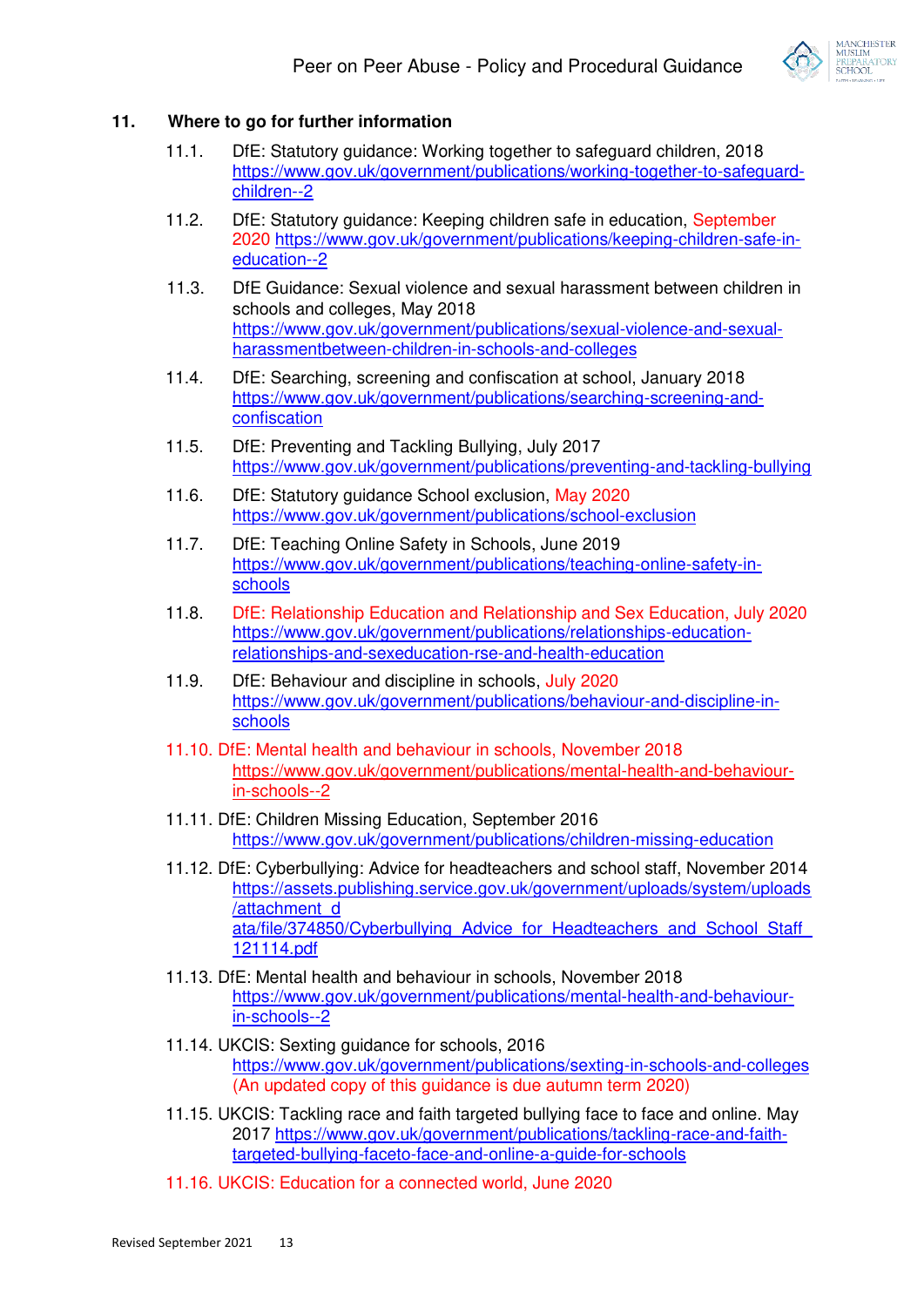## 11. Where to go for further information

11.1. DfE: Statutory guidance: Working together to safeguard children, 2018 https://www.gov.uk/government/publications/working-together-to-safeguard-children--2

11.2. DfE: Statutory guidance: Keeping children safe in education, September 2020 https://www.gov.uk/government/publications/keeping-children-safe-in-education--2

11.3. DfE Guidance: Sexual violence and sexual harassment between children in schools and colleges, May 2018 https://www.gov.uk/government/publications/sexual-violence-and-sexual-harassmentbetween-children-in-schools-and-colleges

11.4. DfE: Searching, screening and confiscation at school, January 2018 https://www.gov.uk/government/publications/searching-screening-and-confiscation

11.5. DfE: Preventing and Tackling Bullying, July 2017 https://www.gov.uk/government/publications/preventing-and-tackling-bullying

11.6. DfE: Statutory guidance School exclusion, May 2020 https://www.gov.uk/government/publications/school-exclusion

11.7. DfE: Teaching Online Safety in Schools, June 2019 https://www.gov.uk/government/publications/teaching-online-safety-in-schools

11.8. DfE: Relationship Education and Relationship and Sex Education, July 2020 https://www.gov.uk/government/publications/relationships-education-relationships-and-sexeducation-rse-and-health-education

11.9. DfE: Behaviour and discipline in schools, July 2020 https://www.gov.uk/government/publications/behaviour-and-discipline-in-schools

11.10. DfE: Mental health and behaviour in schools, November 2018 https://www.gov.uk/government/publications/mental-health-and-behaviour-in-schools--2

11.11. DfE: Children Missing Education, September 2016 https://www.gov.uk/government/publications/children-missing-education

11.12. DfE: Cyberbullying: Advice for headteachers and school staff, November 2014 https://assets.publishing.service.gov.uk/government/uploads/system/uploads/attachment_data/file/374850/Cyberbullying_Advice_for_Headteachers_and_School_Staff_121114.pdf

11.13. DfE: Mental health and behaviour in schools, November 2018 https://www.gov.uk/government/publications/mental-health-and-behaviour-in-schools--2

11.14. UKCIS: Sexting guidance for schools, 2016 https://www.gov.uk/government/publications/sexting-in-schools-and-colleges (An updated copy of this guidance is due autumn term 2020)

11.15. UKCIS: Tackling race and faith targeted bullying face to face and online. May 2017 https://www.gov.uk/government/publications/tackling-race-and-faith-targeted-bullying-faceto-face-and-online-a-guide-for-schools

11.16. UKCIS: Education for a connected world, June 2020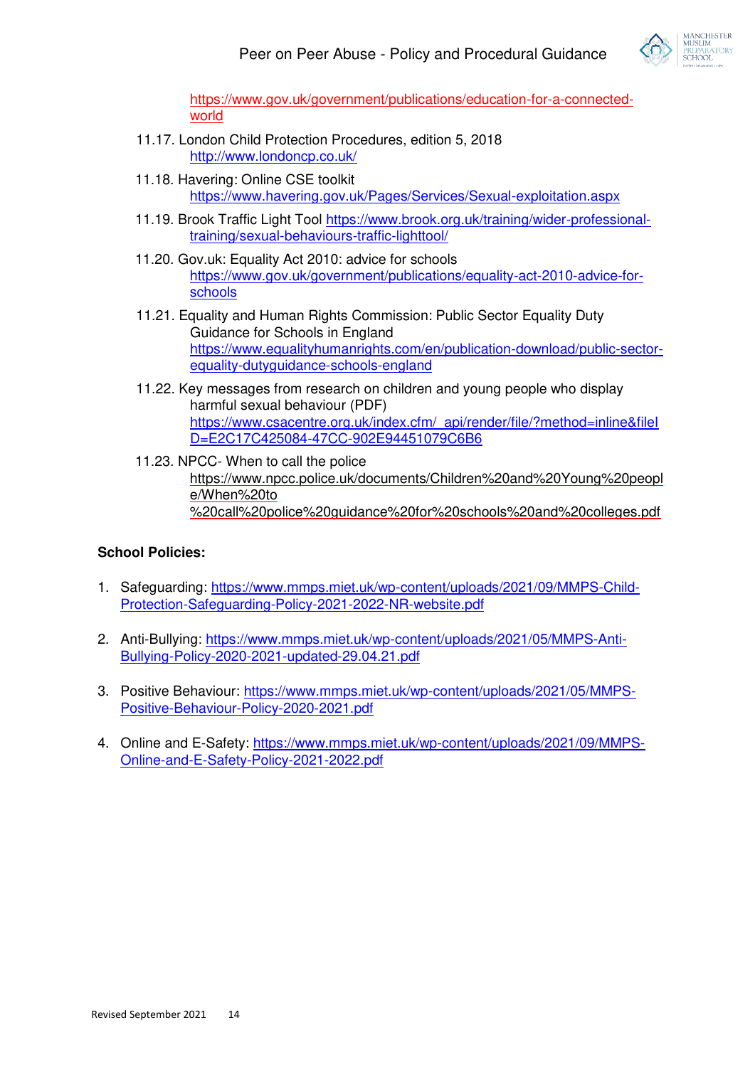https://www.gov.uk/government/publications/education-for-a-connected-world

11.17. London Child Protection Procedures, edition 5, 2018
http://www.londoncp.co.uk/

11.18. Havering: Online CSE toolkit
https://www.havering.gov.uk/Pages/Services/Sexual-exploitation.aspx

11.19. Brook Traffic Light Tool https://www.brook.org.uk/training/wider-professional-training/sexual-behaviours-traffic-lighttool/

11.20. Gov.uk: Equality Act 2010: advice for schools
https://www.gov.uk/government/publications/equality-act-2010-advice-for-schools

11.21. Equality and Human Rights Commission: Public Sector Equality Duty Guidance for Schools in England
https://www.equalityhumanrights.com/en/publication-download/public-sector-equality-dutyguidance-schools-england

11.22. Key messages from research on children and young people who display harmful sexual behaviour (PDF)
https://www.csacentre.org.uk/index.cfm/_api/render/file/?method=inline&fileID=E2C17C425084-47CC-902E94451079C6B6

11.23. NPCC- When to call the police
https://www.npcc.police.uk/documents/Children%20and%20Young%20people/When%20to%20call%20police%20guidance%20for%20schools%20and%20colleges.pdf

**School Policies:**

1. Safeguarding: https://www.mmps.miet.uk/wp-content/uploads/2021/09/MMPS-Child-Protection-Safeguarding-Policy-2021-2022-NR-website.pdf

2. Anti-Bullying: https://www.mmps.miet.uk/wp-content/uploads/2021/05/MMPS-Anti-Bullying-Policy-2020-2021-updated-29.04.21.pdf

3. Positive Behaviour: https://www.mmps.miet.uk/wp-content/uploads/2021/05/MMPS-Positive-Behaviour-Policy-2020-2021.pdf

4. Online and E-Safety: https://www.mmps.miet.uk/wp-content/uploads/2021/09/MMPS-Online-and-E-Safety-Policy-2021-2022.pdf

Revised September 2021